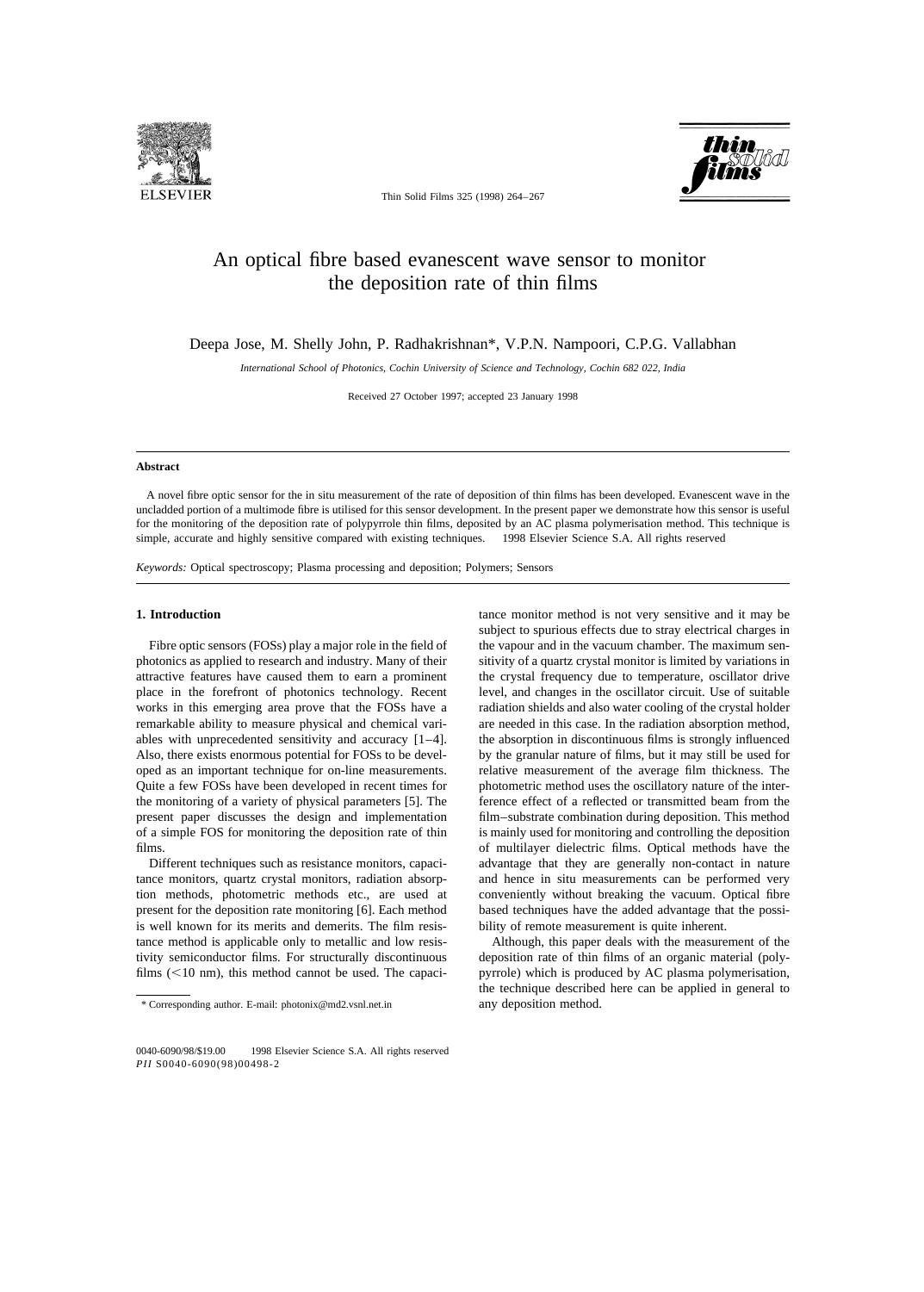# An optical fibre based evanescent wave sensor to monitor the deposition rate of thin films

Deepa Jose, M. Shelly John, P. Radhakrishnan*, V.P.N. Nampoori, C.P.G. Vallabhan

*International School of Photonics, Cochin University of Science and Technology, Cochin 682 022, India*

Received 27 October 1997; accepted 23 January 1998

## Abstract

A novel fibre optic sensor for the in situ measurement of the rate of deposition of thin films has been developed. Evanescent wave in the uncladded portion of a multimode fibre is utilised for this sensor development. In the present paper we demonstrate how this sensor is useful for the monitoring of the deposition rate of polypyrrole thin films, deposited by an AC plasma polymerisation method. This technique is simple, accurate and highly sensitive compared with existing techniques. © 1998 Elsevier Science S.A. All rights reserved

*Keywords:* Optical spectroscopy; Plasma processing and deposition; Polymers; Sensors

## 1. Introduction

Fibre optic sensors (FOSs) play a major role in the field of photonics as applied to research and industry. Many of their attractive features have caused them to earn a prominent place in the forefront of photonics technology. Recent works in this emerging area prove that the FOSs have a remarkable ability to measure physical and chemical variables with unprecedented sensitivity and accuracy [1–4]. Also, there exists enormous potential for FOSs to be developed as an important technique for on-line measurements. Quite a few FOSs have been developed in recent times for the monitoring of a variety of physical parameters [5]. The present paper discusses the design and implementation of a simple FOS for monitoring the deposition rate of thin films.

Different techniques such as resistance monitors, capacitance monitors, quartz crystal monitors, radiation absorption methods, photometric methods etc., are used at present for the deposition rate monitoring [6]. Each method is well known for its merits and demerits. The film resistance method is applicable only to metallic and low resistivity semiconductor films. For structurally discontinuous films (<10 nm), this method cannot be used. The capacitance monitor method is not very sensitive and it may be subject to spurious effects due to stray electrical charges in the vapour and in the vacuum chamber. The maximum sensitivity of a quartz crystal monitor is limited by variations in the crystal frequency due to temperature, oscillator drive level, and changes in the oscillator circuit. Use of suitable radiation shields and also water cooling of the crystal holder are needed in this case. In the radiation absorption method, the absorption in discontinuous films is strongly influenced by the granular nature of films, but it may still be used for relative measurement of the average film thickness. The photometric method uses the oscillatory nature of the interference effect of a reflected or transmitted beam from the film–substrate combination during deposition. This method is mainly used for monitoring and controlling the deposition of multilayer dielectric films. Optical methods have the advantage that they are generally non-contact in nature and hence in situ measurements can be performed very conveniently without breaking the vacuum. Optical fibre based techniques have the added advantage that the possibility of remote measurement is quite inherent.

Although, this paper deals with the measurement of the deposition rate of thin films of an organic material (polypyrrole) which is produced by AC plasma polymerisation, the technique described here can be applied in general to any deposition method.

\* Corresponding author. E-mail: photonix@md2.vsnl.net.in

0040-6090/98/$19.00 © 1998 Elsevier Science S.A. All rights reserved
*PII* S0040-6090(98)00498-2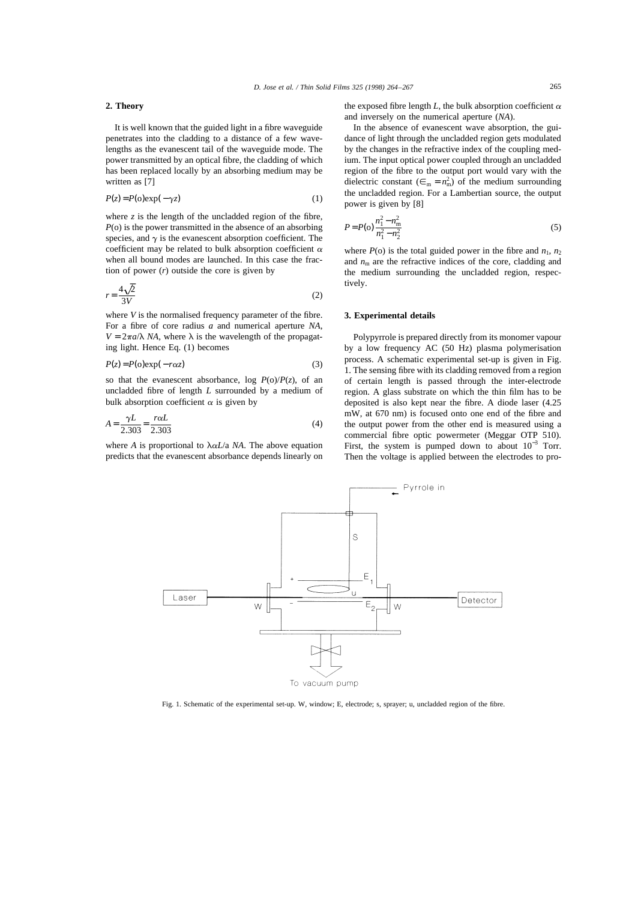## 2. Theory

It is well known that the guided light in a fibre waveguide penetrates into the cladding to a distance of a few wavelengths as the evanescent tail of the waveguide mode. The power transmitted by an optical fibre, the cladding of which has been replaced locally by an absorbing medium may be written as [7]

$$P(z) = P(\mathrm{o})\exp(-\gamma z) \tag{1}$$

where $z$ is the length of the uncladded region of the fibre, $P(\mathrm{o})$ is the power transmitted in the absence of an absorbing species, and $\gamma$ is the evanescent absorption coefficient. The coefficient may be related to bulk absorption coefficient $\alpha$ when all bound modes are launched. In this case the fraction of power ($r$) outside the core is given by

$$r = \frac{4\sqrt{2}}{3V} \tag{2}$$

where $V$ is the normalised frequency parameter of the fibre. For a fibre of core radius $a$ and numerical aperture $NA$, $V = 2\pi a/\lambda\ NA$, where $\lambda$ is the wavelength of the propagating light. Hence Eq. (1) becomes

$$P(z) = P(\mathrm{o})\exp(-r\alpha z) \tag{3}$$

so that the evanescent absorbance, $\log P(\mathrm{o})/P(z)$, of an uncladded fibre of length $L$ surrounded by a medium of bulk absorption coefficient $\alpha$ is given by

$$A = \frac{\gamma L}{2.303} = \frac{r\alpha L}{2.303} \tag{4}$$

where $A$ is proportional to $\lambda\alpha L/a\ NA$. The above equation predicts that the evanescent absorbance depends linearly on the exposed fibre length $L$, the bulk absorption coefficient $\alpha$ and inversely on the numerical aperture ($NA$).

In the absence of evanescent wave absorption, the guidance of light through the uncladded region gets modulated by the changes in the refractive index of the coupling medium. The input optical power coupled through an uncladded region of the fibre to the output port would vary with the dielectric constant ($\epsilon_m = n_m^2$) of the medium surrounding the uncladded region. For a Lambertian source, the output power is given by [8]

$$P = P(\mathrm{o})\frac{n_1^2 - n_m^2}{n_1^2 - n_2^2} \tag{5}$$

where $P(\mathrm{o})$ is the total guided power in the fibre and $n_1$, $n_2$ and $n_m$ are the refractive indices of the core, cladding and the medium surrounding the uncladded region, respectively.

## 3. Experimental details

Polypyrrole is prepared directly from its monomer vapour by a low frequency AC (50 Hz) plasma polymerisation process. A schematic experimental set-up is given in Fig. 1. The sensing fibre with its cladding removed from a region of certain length is passed through the inter-electrode region. A glass substrate on which the thin film has to be deposited is also kept near the fibre. A diode laser (4.25 mW, at 670 nm) is focused onto one end of the fibre and the output power from the other end is measured using a commercial fibre optic powermeter (Meggar OTP 510). First, the system is pumped down to about $10^{-3}$ Torr. Then the voltage is applied between the electrodes to pro-

Fig. 1. Schematic of the experimental set-up. W, window; E, electrode; s, sprayer; u, uncladded region of the fibre.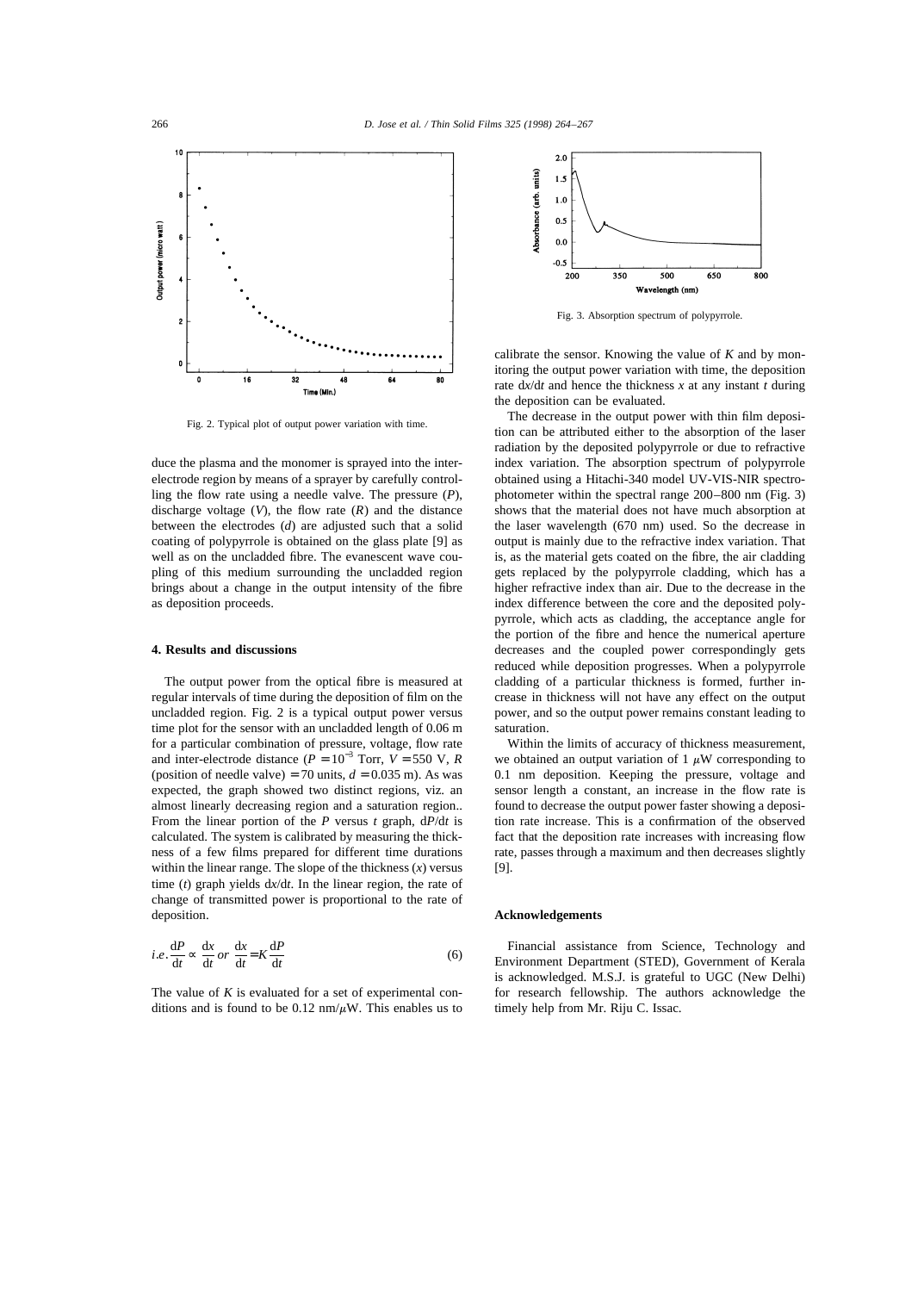Fig. 2. Typical plot of output power variation with time.

duce the plasma and the monomer is sprayed into the inter-electrode region by means of a sprayer by carefully controlling the flow rate using a needle valve. The pressure ($P$), discharge voltage ($V$), the flow rate ($R$) and the distance between the electrodes ($d$) are adjusted such that a solid coating of polypyrrole is obtained on the glass plate [9] as well as on the uncladded fibre. The evanescent wave coupling of this medium surrounding the uncladded region brings about a change in the output intensity of the fibre as deposition proceeds.

## 4. Results and discussions

The output power from the optical fibre is measured at regular intervals of time during the deposition of film on the uncladded region. Fig. 2 is a typical output power versus time plot for the sensor with an uncladded length of 0.06 m for a particular combination of pressure, voltage, flow rate and inter-electrode distance ($P = 10^{-3}$ Torr, $V = 550$ V, $R$ (position of needle valve) = 70 units, $d = 0.035$ m). As was expected, the graph showed two distinct regions, viz. an almost linearly decreasing region and a saturation region.. From the linear portion of the $P$ versus $t$ graph, $\mathrm{d}P/\mathrm{d}t$ is calculated. The system is calibrated by measuring the thickness of a few films prepared for different time durations within the linear range. The slope of the thickness ($x$) versus time ($t$) graph yields $\mathrm{d}x/\mathrm{d}t$. In the linear region, the rate of change of transmitted power is proportional to the rate of deposition.

$$i.e. \frac{\mathrm{d}P}{\mathrm{d}t} \propto \frac{\mathrm{d}x}{\mathrm{d}t} \ or \ \frac{\mathrm{d}x}{\mathrm{d}t} = K\frac{\mathrm{d}P}{\mathrm{d}t} \tag{6}$$

The value of $K$ is evaluated for a set of experimental conditions and is found to be 0.12 nm/$\mu$W. This enables us to calibrate the sensor. Knowing the value of $K$ and by monitoring the output power variation with time, the deposition rate $\mathrm{d}x/\mathrm{d}t$ and hence the thickness $x$ at any instant $t$ during the deposition can be evaluated.

Fig. 3. Absorption spectrum of polypyrrole.

The decrease in the output power with thin film deposition can be attributed either to the absorption of the laser radiation by the deposited polypyrrole or due to refractive index variation. The absorption spectrum of polypyrrole obtained using a Hitachi-340 model UV-VIS-NIR spectrophotometer within the spectral range 200–800 nm (Fig. 3) shows that the material does not have much absorption at the laser wavelength (670 nm) used. So the decrease in output is mainly due to the refractive index variation. That is, as the material gets coated on the fibre, the air cladding gets replaced by the polypyrrole cladding, which has a higher refractive index than air. Due to the decrease in the index difference between the core and the deposited polypyrrole, which acts as cladding, the acceptance angle for the portion of the fibre and hence the numerical aperture decreases and the coupled power correspondingly gets reduced while deposition progresses. When a polypyrrole cladding of a particular thickness is formed, further increase in thickness will not have any effect on the output power, and so the output power remains constant leading to saturation.

Within the limits of accuracy of thickness measurement, we obtained an output variation of 1 $\mu$W corresponding to 0.1 nm deposition. Keeping the pressure, voltage and sensor length a constant, an increase in the flow rate is found to decrease the output power faster showing a deposition rate increase. This is a confirmation of the observed fact that the deposition rate increases with increasing flow rate, passes through a maximum and then decreases slightly [9].

## Acknowledgements

Financial assistance from Science, Technology and Environment Department (STED), Government of Kerala is acknowledged. M.S.J. is grateful to UGC (New Delhi) for research fellowship. The authors acknowledge the timely help from Mr. Riju C. Issac.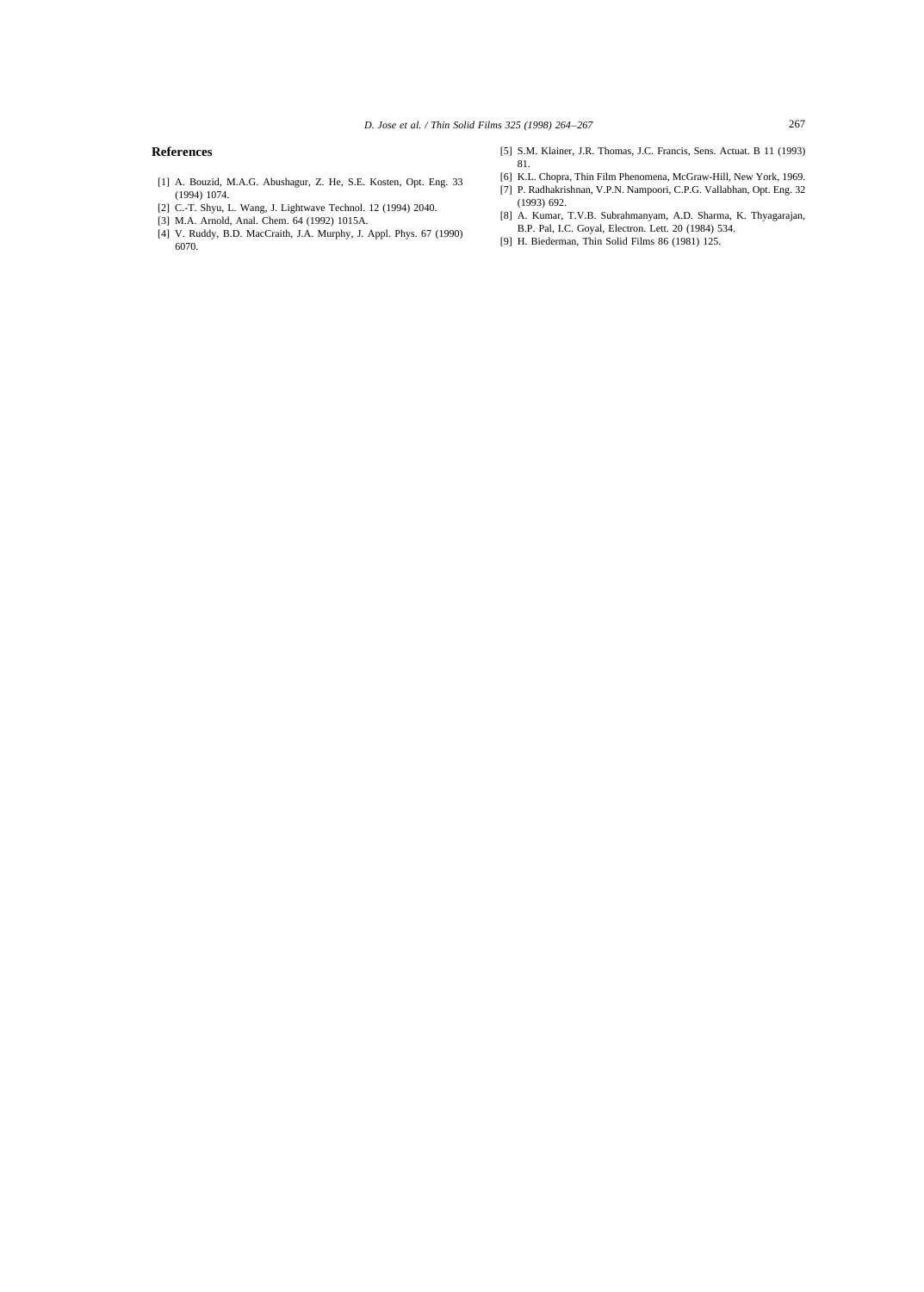## References

[1] A. Bouzid, M.A.G. Abushagur, Z. He, S.E. Kosten, Opt. Eng. 33 (1994) 1074.

[2] C.-T. Shyu, L. Wang, J. Lightwave Technol. 12 (1994) 2040.

[3] M.A. Arnold, Anal. Chem. 64 (1992) 1015A.

[4] V. Ruddy, B.D. MacCraith, J.A. Murphy, J. Appl. Phys. 67 (1990) 6070.

[5] S.M. Klainer, J.R. Thomas, J.C. Francis, Sens. Actuat. B 11 (1993) 81.

[6] K.L. Chopra, Thin Film Phenomena, McGraw-Hill, New York, 1969.

[7] P. Radhakrishnan, V.P.N. Nampoori, C.P.G. Vallabhan, Opt. Eng. 32 (1993) 692.

[8] A. Kumar, T.V.B. Subrahmanyam, A.D. Sharma, K. Thyagarajan, B.P. Pal, I.C. Goyal, Electron. Lett. 20 (1984) 534.

[9] H. Biederman, Thin Solid Films 86 (1981) 125.